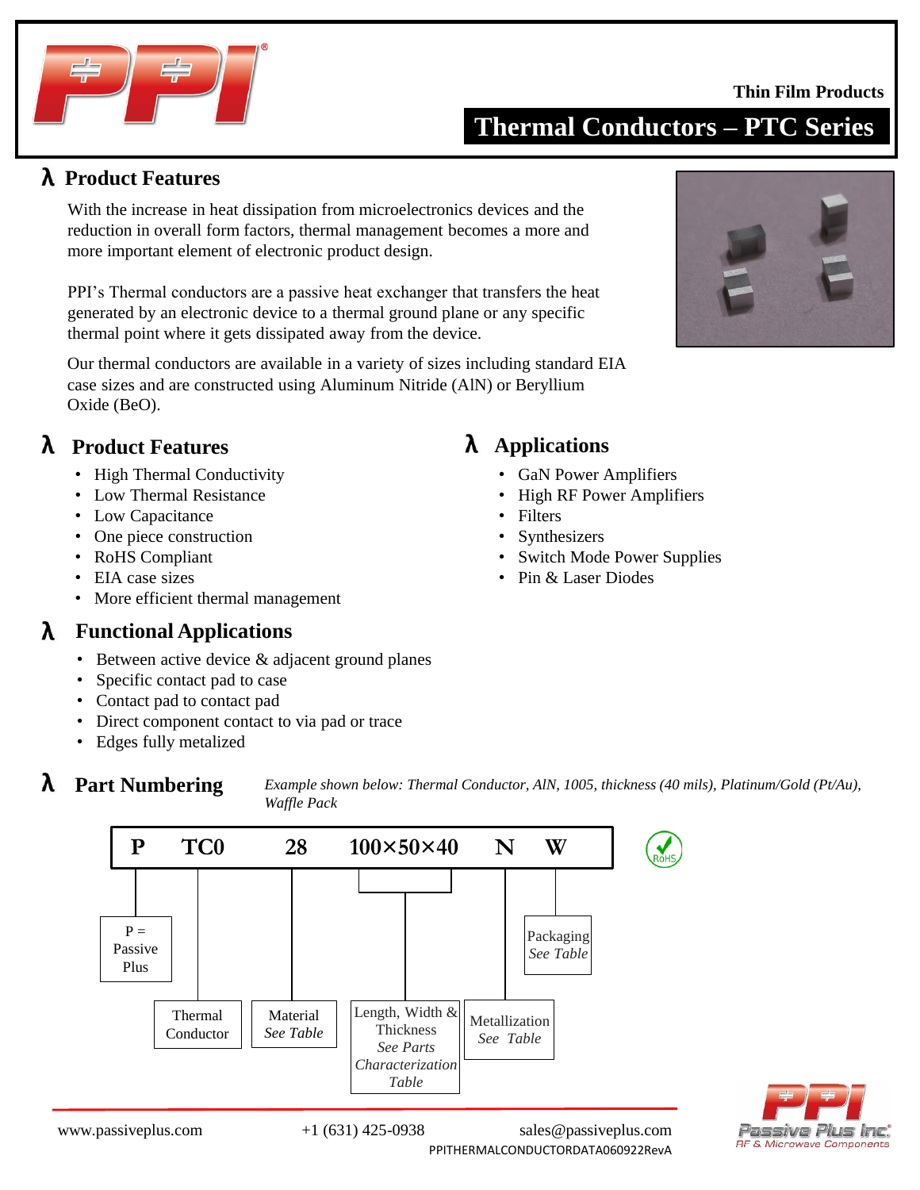Thin Film Products

# Thermal Conductors – PTC Series

## λ Product Features

With the increase in heat dissipation from microelectronics devices and the reduction in overall form factors, thermal management becomes a more and more important element of electronic product design.

PPI's Thermal conductors are a passive heat exchanger that transfers the heat generated by an electronic device to a thermal ground plane or any specific thermal point where it gets dissipated away from the device.

Our thermal conductors are available in a variety of sizes including standard EIA case sizes and are constructed using Aluminum Nitride (AlN) or Beryllium Oxide (BeO).

## λ Product Features

- High Thermal Conductivity
- Low Thermal Resistance
- Low Capacitance
- One piece construction
- RoHS Compliant
- EIA case sizes
- More efficient thermal management

## λ Applications

- GaN Power Amplifiers
- High RF Power Amplifiers
- Filters
- Synthesizers
- Switch Mode Power Supplies
- Pin & Laser Diodes

## λ Functional Applications

- Between active device & adjacent ground planes
- Specific contact pad to case
- Contact pad to contact pad
- Direct component contact to via pad or trace
- Edges fully metalized

## λ Part Numbering

*Example shown below: Thermal Conductor, AlN, 1005, thickness (40 mils), Platinum/Gold (Pt/Au), Waffle Pack*

| P | TC0 | 28 | 100×50×40 | N | W |
|---|---|---|---|---|---|
| P = Passive Plus | Thermal Conductor | Material *See Table* | Length, Width & Thickness *See Parts Characterization Table* | Metallization *See Table* | Packaging *See Table* |

RoHS

www.passiveplus.com | +1 (631) 425-0938 | sales@passiveplus.com

PPITHERMALCONDUCTORDATA060922RevA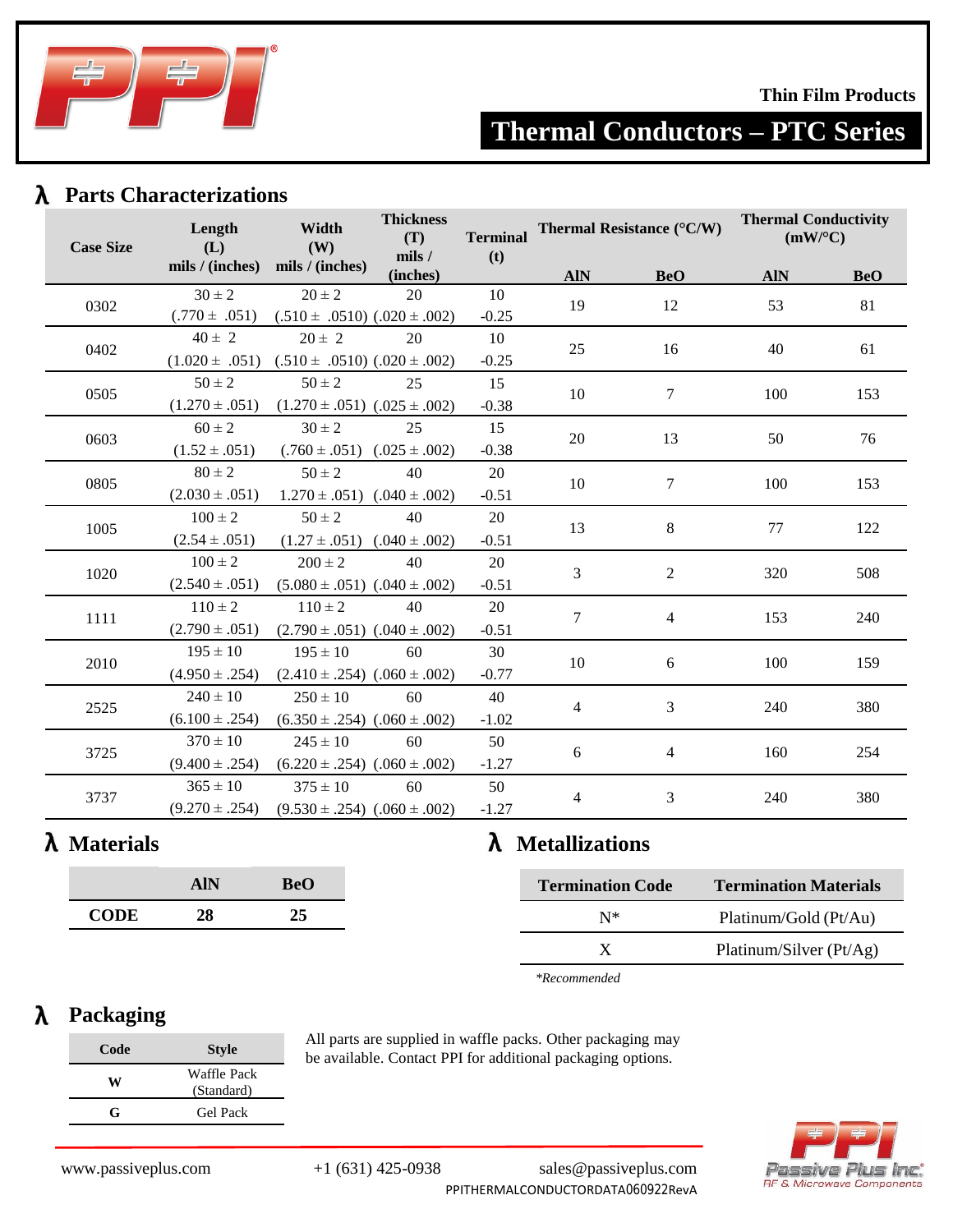Thin Film Products

# Thermal Conductors – PTC Series

## λ Parts Characterizations

| Case Size | Length (L) mils / (inches) | Width (W) mils / (inches) | Thickness (T) mils / (inches) | Terminal (t) | Thermal Resistance (°C/W) | | Thermal Conductivity (mW/°C) | |
|---|---|---|---|---|---|---|---|---|
| | | | | | AlN | BeO | AlN | BeO |
| 0302 | 30 ± 2 (.770 ± .051) | 20 ± 2 (.510 ± .0510) | 20 (.020 ± .002) | 10 -0.25 | 19 | 12 | 53 | 81 |
| 0402 | 40 ± 2 (1.020 ± .051) | 20 ± 2 (.510 ± .0510) | 20 (.020 ± .002) | 10 -0.25 | 25 | 16 | 40 | 61 |
| 0505 | 50 ± 2 (1.270 ± .051) | 50 ± 2 (1.270 ± .051) | 25 (.025 ± .002) | 15 -0.38 | 10 | 7 | 100 | 153 |
| 0603 | 60 ± 2 (1.52 ± .051) | 30 ± 2 (.760 ± .051) | 25 (.025 ± .002) | 15 -0.38 | 20 | 13 | 50 | 76 |
| 0805 | 80 ± 2 (2.030 ± .051) | 50 ± 2 1.270 ± .051) | 40 (.040 ± .002) | 20 -0.51 | 10 | 7 | 100 | 153 |
| 1005 | 100 ± 2 (2.54 ± .051) | 50 ± 2 (1.27 ± .051) | 40 (.040 ± .002) | 20 -0.51 | 13 | 8 | 77 | 122 |
| 1020 | 100 ± 2 (2.540 ± .051) | 200 ± 2 (5.080 ± .051) | 40 (.040 ± .002) | 20 -0.51 | 3 | 2 | 320 | 508 |
| 1111 | 110 ± 2 (2.790 ± .051) | 110 ± 2 (2.790 ± .051) | 40 (.040 ± .002) | 20 -0.51 | 7 | 4 | 153 | 240 |
| 2010 | 195 ± 10 (4.950 ± .254) | 195 ± 10 (2.410 ± .254) | 60 (.060 ± .002) | 30 -0.77 | 10 | 6 | 100 | 159 |
| 2525 | 240 ± 10 (6.100 ± .254) | 250 ± 10 (6.350 ± .254) | 60 (.060 ± .002) | 40 -1.02 | 4 | 3 | 240 | 380 |
| 3725 | 370 ± 10 (9.400 ± .254) | 245 ± 10 (6.220 ± .254) | 60 (.060 ± .002) | 50 -1.27 | 6 | 4 | 160 | 254 |
| 3737 | 365 ± 10 (9.270 ± .254) | 375 ± 10 (9.530 ± .254) | 60 (.060 ± .002) | 50 -1.27 | 4 | 3 | 240 | 380 |

## λ Materials

| | AlN | BeO |
|---|---|---|
| **CODE** | 28 | 25 |

## λ Metallizations

| Termination Code | Termination Materials |
|---|---|
| N* | Platinum/Gold (Pt/Au) |
| X | Platinum/Silver (Pt/Ag) |

*\*Recommended*

## λ Packaging

| Code | Style |
|---|---|
| **W** | Waffle Pack (Standard) |
| **G** | Gel Pack |

All parts are supplied in waffle packs. Other packaging may be available. Contact PPI for additional packaging options.

www.passiveplus.com +1 (631) 425-0938 sales@passiveplus.com

PPITHERMALCONDUCTORDATA060922RevA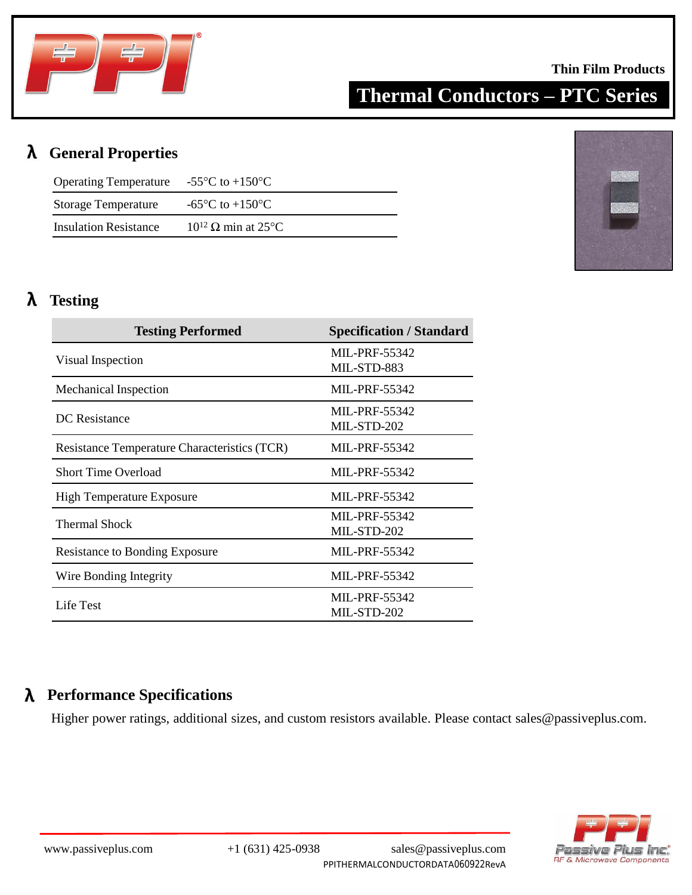Thin Film Products

# Thermal Conductors – PTC Series

## λ General Properties

| | |
|---|---|
| Operating Temperature | -55°C to +150°C |
| Storage Temperature | -65°C to +150°C |
| Insulation Resistance | $10^{12}$ Ω min at 25°C |

## λ Testing

| Testing Performed | Specification / Standard |
|---|---|
| Visual Inspection | MIL-PRF-55342<br>MIL-STD-883 |
| Mechanical Inspection | MIL-PRF-55342 |
| DC Resistance | MIL-PRF-55342<br>MIL-STD-202 |
| Resistance Temperature Characteristics (TCR) | MIL-PRF-55342 |
| Short Time Overload | MIL-PRF-55342 |
| High Temperature Exposure | MIL-PRF-55342 |
| Thermal Shock | MIL-PRF-55342<br>MIL-STD-202 |
| Resistance to Bonding Exposure | MIL-PRF-55342 |
| Wire Bonding Integrity | MIL-PRF-55342 |
| Life Test | MIL-PRF-55342<br>MIL-STD-202 |

## λ Performance Specifications

Higher power ratings, additional sizes, and custom resistors available. Please contact sales@passiveplus.com.

www.passiveplus.com +1 (631) 425-0938 sales@passiveplus.com

PPITHERMALCONDUCTORDATA060922RevA